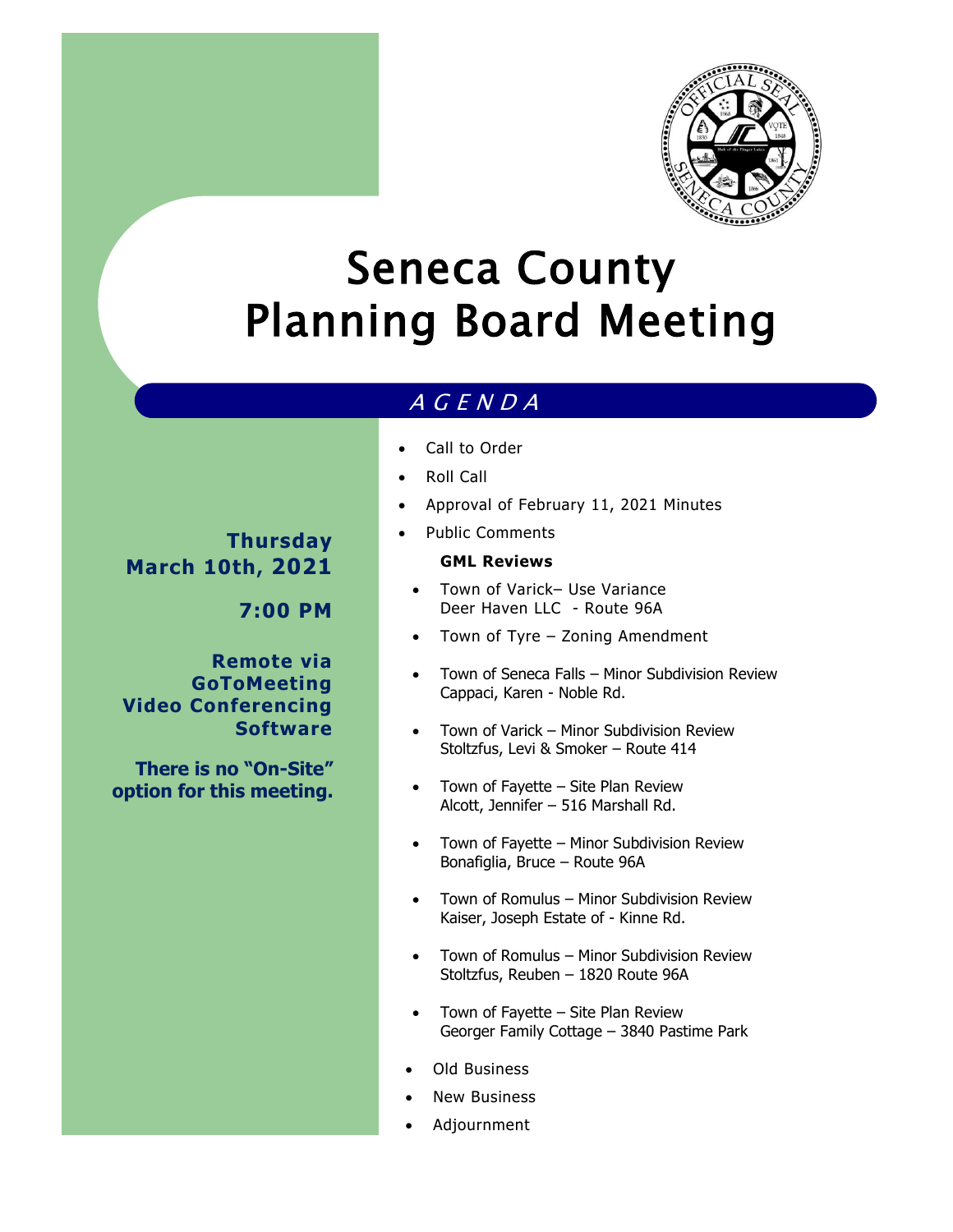# Seneca County Planning Board Meeting

## *A G E N D A*

**Thursday March 10th, 2021**

**7:00 PM**

**Remote via GoToMeeting Video Conferencing Software**

**There is no "On-Site" option for this meeting.**

- Call to Order
- Roll Call
- Approval of February 11, 2021 Minutes
- Public Comments

**GML Reviews**

- Town of Varick– Use Variance
  Deer Haven LLC - Route 96A
- Town of Tyre – Zoning Amendment
- Town of Seneca Falls – Minor Subdivision Review
  Cappaci, Karen - Noble Rd.
- Town of Varick – Minor Subdivision Review
  Stoltzfus, Levi & Smoker – Route 414
- Town of Fayette – Site Plan Review
  Alcott, Jennifer – 516 Marshall Rd.
- Town of Fayette – Minor Subdivision Review
  Bonafiglia, Bruce – Route 96A
- Town of Romulus – Minor Subdivision Review
  Kaiser, Joseph Estate of - Kinne Rd.
- Town of Romulus – Minor Subdivision Review
  Stoltzfus, Reuben – 1820 Route 96A
- Town of Fayette – Site Plan Review
  Georger Family Cottage – 3840 Pastime Park

- Old Business
- New Business
- Adjournment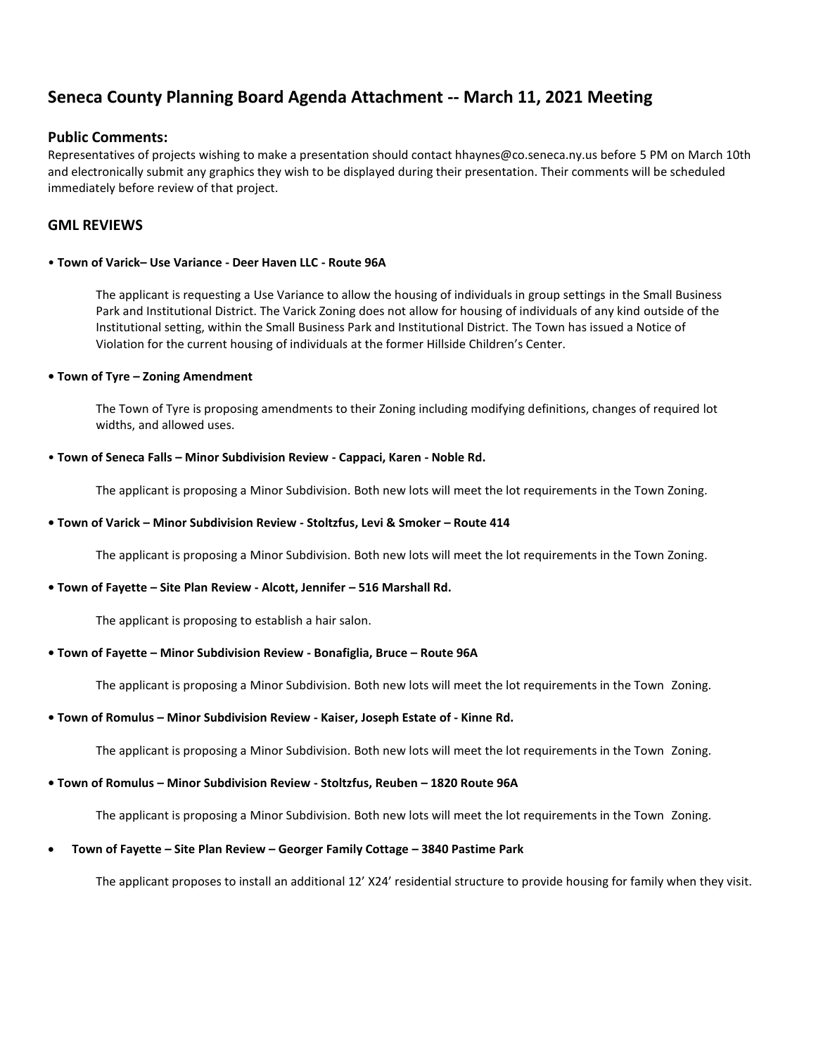# Seneca County Planning Board Agenda Attachment -- March 11, 2021 Meeting

## Public Comments:

Representatives of projects wishing to make a presentation should contact hhaynes@co.seneca.ny.us before 5 PM on March 10th and electronically submit any graphics they wish to be displayed during their presentation. Their comments will be scheduled immediately before review of that project.

## GML REVIEWS

- **Town of Varick– Use Variance - Deer Haven LLC - Route 96A**

  The applicant is requesting a Use Variance to allow the housing of individuals in group settings in the Small Business Park and Institutional District. The Varick Zoning does not allow for housing of individuals of any kind outside of the Institutional setting, within the Small Business Park and Institutional District. The Town has issued a Notice of Violation for the current housing of individuals at the former Hillside Children's Center.

- **Town of Tyre – Zoning Amendment**

  The Town of Tyre is proposing amendments to their Zoning including modifying definitions, changes of required lot widths, and allowed uses.

- **Town of Seneca Falls – Minor Subdivision Review - Cappaci, Karen - Noble Rd.**

  The applicant is proposing a Minor Subdivision. Both new lots will meet the lot requirements in the Town Zoning.

- **Town of Varick – Minor Subdivision Review - Stoltzfus, Levi & Smoker – Route 414**

  The applicant is proposing a Minor Subdivision. Both new lots will meet the lot requirements in the Town Zoning.

- **Town of Fayette – Site Plan Review - Alcott, Jennifer – 516 Marshall Rd.**

  The applicant is proposing to establish a hair salon.

- **Town of Fayette – Minor Subdivision Review - Bonafiglia, Bruce – Route 96A**

  The applicant is proposing a Minor Subdivision. Both new lots will meet the lot requirements in the Town Zoning.

- **Town of Romulus – Minor Subdivision Review - Kaiser, Joseph Estate of - Kinne Rd.**

  The applicant is proposing a Minor Subdivision. Both new lots will meet the lot requirements in the Town Zoning.

- **Town of Romulus – Minor Subdivision Review - Stoltzfus, Reuben – 1820 Route 96A**

  The applicant is proposing a Minor Subdivision. Both new lots will meet the lot requirements in the Town Zoning.

- **Town of Fayette – Site Plan Review – Georger Family Cottage – 3840 Pastime Park**

  The applicant proposes to install an additional 12' X24' residential structure to provide housing for family when they visit.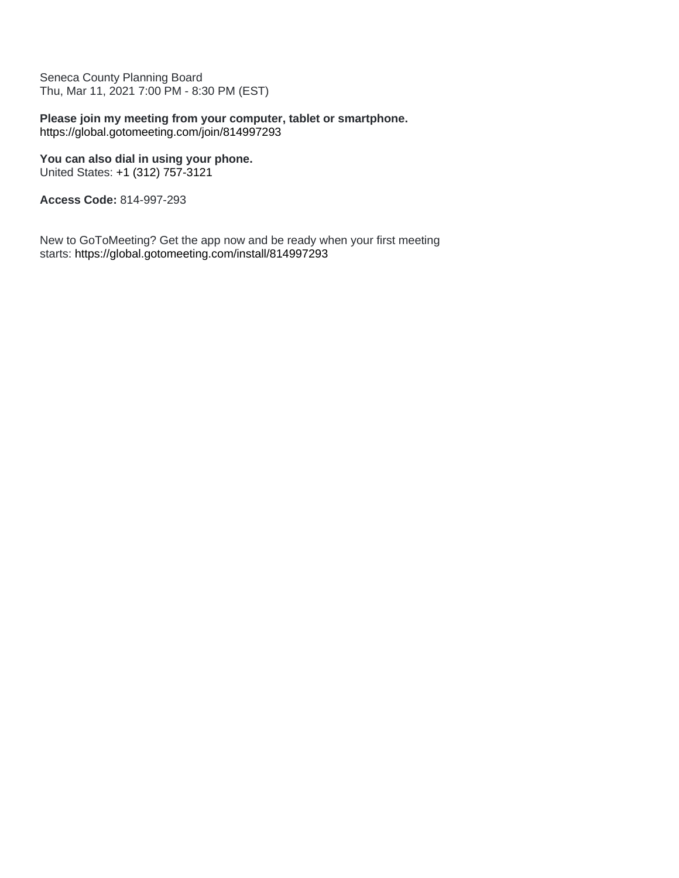Seneca County Planning Board
Thu, Mar 11, 2021 7:00 PM - 8:30 PM (EST)

**Please join my meeting from your computer, tablet or smartphone.**
https://global.gotomeeting.com/join/814997293

**You can also dial in using your phone.**
United States: +1 (312) 757-3121

**Access Code:** 814-997-293

New to GoToMeeting? Get the app now and be ready when your first meeting starts: https://global.gotomeeting.com/install/814997293